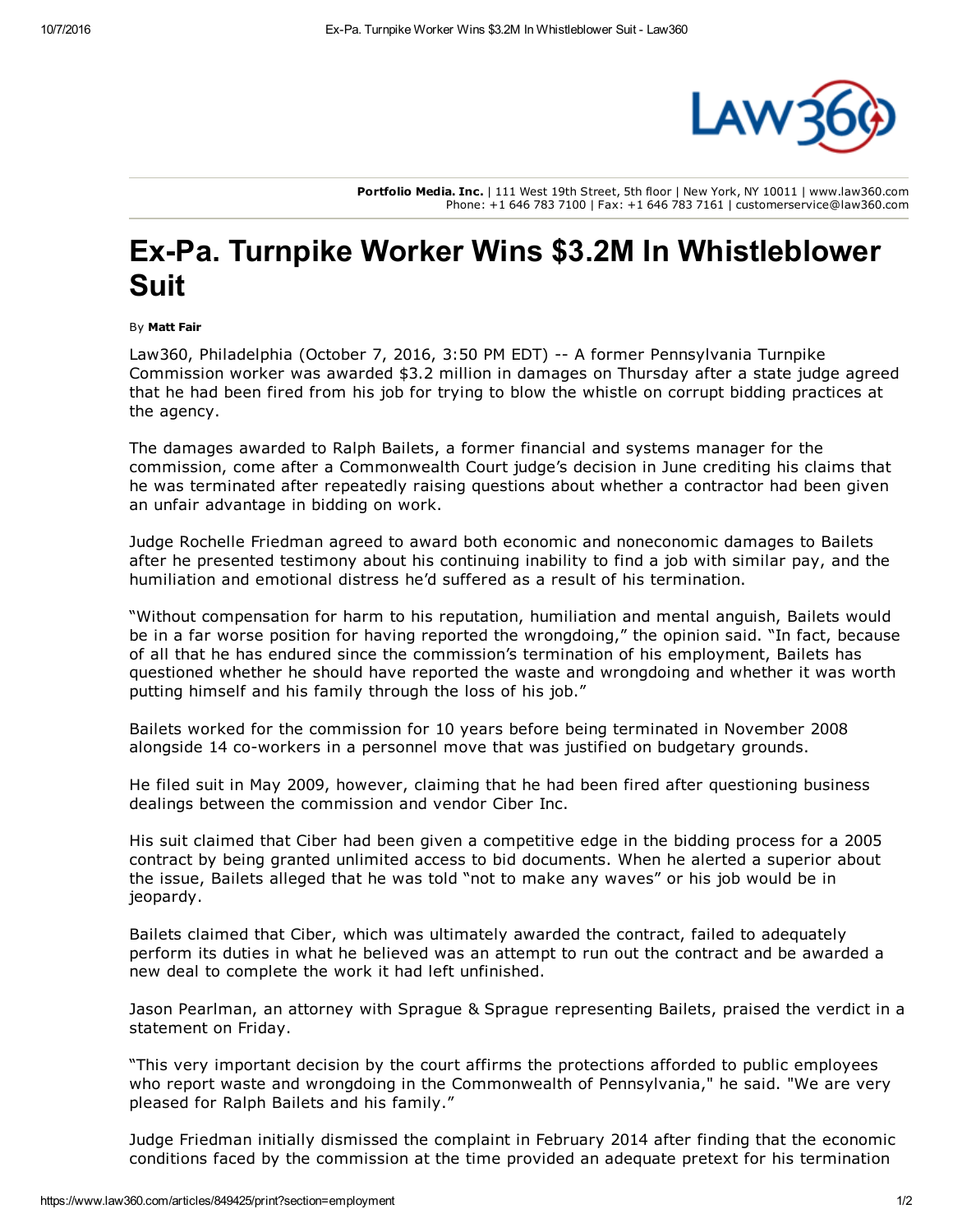Portfolio Media. Inc. | 111 West 19th Street, 5th floor | New York, NY 10011 | www.law360.com
Phone: +1 646 783 7100 | Fax: +1 646 783 7161 | customerservice@law360.com

# Ex-Pa. Turnpike Worker Wins $3.2M In Whistleblower Suit

By **Matt Fair**

Law360, Philadelphia (October 7, 2016, 3:50 PM EDT) -- A former Pennsylvania Turnpike Commission worker was awarded $3.2 million in damages on Thursday after a state judge agreed that he had been fired from his job for trying to blow the whistle on corrupt bidding practices at the agency.

The damages awarded to Ralph Bailets, a former financial and systems manager for the commission, come after a Commonwealth Court judge's decision in June crediting his claims that he was terminated after repeatedly raising questions about whether a contractor had been given an unfair advantage in bidding on work.

Judge Rochelle Friedman agreed to award both economic and noneconomic damages to Bailets after he presented testimony about his continuing inability to find a job with similar pay, and the humiliation and emotional distress he'd suffered as a result of his termination.

"Without compensation for harm to his reputation, humiliation and mental anguish, Bailets would be in a far worse position for having reported the wrongdoing," the opinion said. "In fact, because of all that he has endured since the commission's termination of his employment, Bailets has questioned whether he should have reported the waste and wrongdoing and whether it was worth putting himself and his family through the loss of his job."

Bailets worked for the commission for 10 years before being terminated in November 2008 alongside 14 co-workers in a personnel move that was justified on budgetary grounds.

He filed suit in May 2009, however, claiming that he had been fired after questioning business dealings between the commission and vendor Ciber Inc.

His suit claimed that Ciber had been given a competitive edge in the bidding process for a 2005 contract by being granted unlimited access to bid documents. When he alerted a superior about the issue, Bailets alleged that he was told "not to make any waves" or his job would be in jeopardy.

Bailets claimed that Ciber, which was ultimately awarded the contract, failed to adequately perform its duties in what he believed was an attempt to run out the contract and be awarded a new deal to complete the work it had left unfinished.

Jason Pearlman, an attorney with Sprague & Sprague representing Bailets, praised the verdict in a statement on Friday.

"This very important decision by the court affirms the protections afforded to public employees who report waste and wrongdoing in the Commonwealth of Pennsylvania," he said. "We are very pleased for Ralph Bailets and his family."

Judge Friedman initially dismissed the complaint in February 2014 after finding that the economic conditions faced by the commission at the time provided an adequate pretext for his termination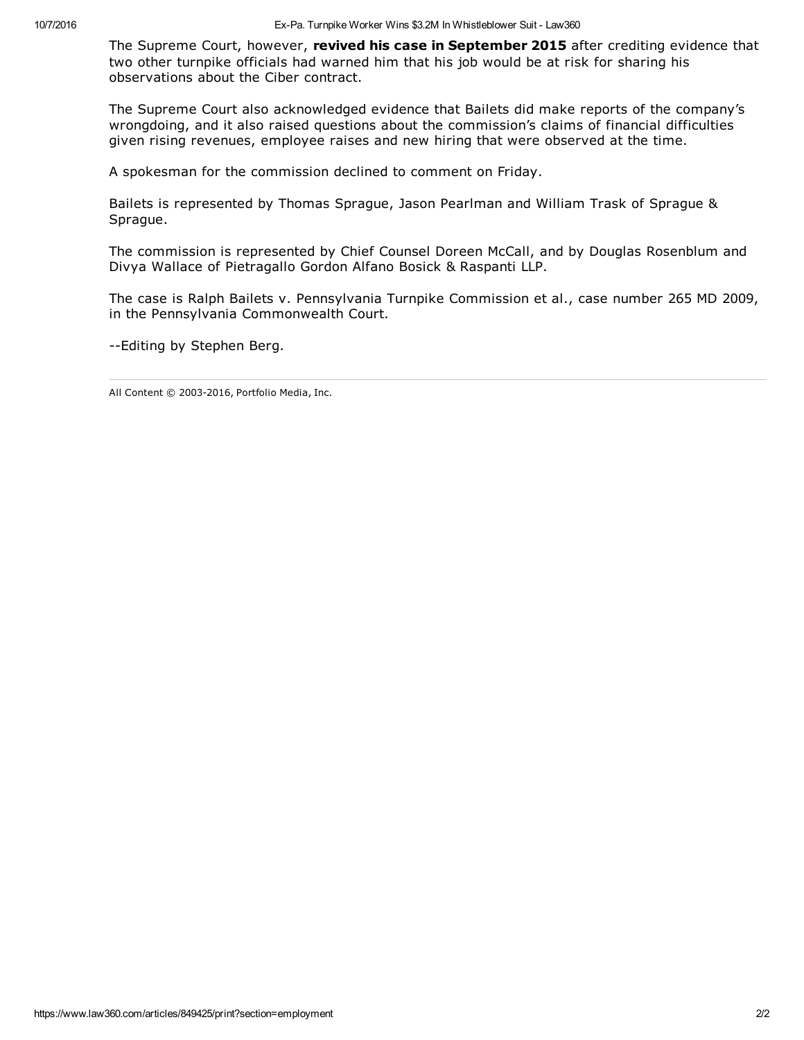The Supreme Court, however, **revived his case in September 2015** after crediting evidence that two other turnpike officials had warned him that his job would be at risk for sharing his observations about the Ciber contract.

The Supreme Court also acknowledged evidence that Bailets did make reports of the company's wrongdoing, and it also raised questions about the commission's claims of financial difficulties given rising revenues, employee raises and new hiring that were observed at the time.

A spokesman for the commission declined to comment on Friday.

Bailets is represented by Thomas Sprague, Jason Pearlman and William Trask of Sprague & Sprague.

The commission is represented by Chief Counsel Doreen McCall, and by Douglas Rosenblum and Divya Wallace of Pietragallo Gordon Alfano Bosick & Raspanti LLP.

The case is Ralph Bailets v. Pennsylvania Turnpike Commission et al., case number 265 MD 2009, in the Pennsylvania Commonwealth Court.

--Editing by Stephen Berg.

All Content © 2003-2016, Portfolio Media, Inc.